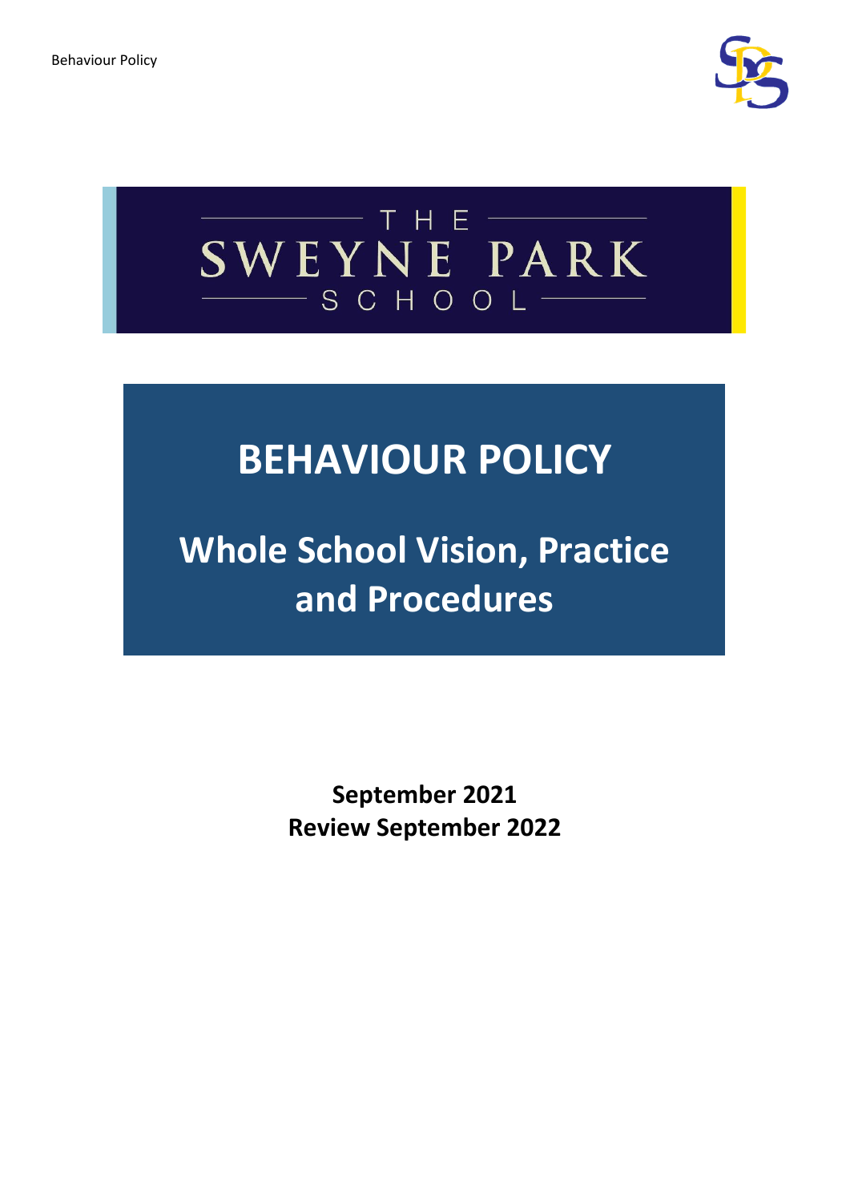THE SWEYNE PARK SCHOOL

# BEHAVIOUR POLICY

## Whole School Vision, Practice and Procedures

**September 2021**
**Review September 2022**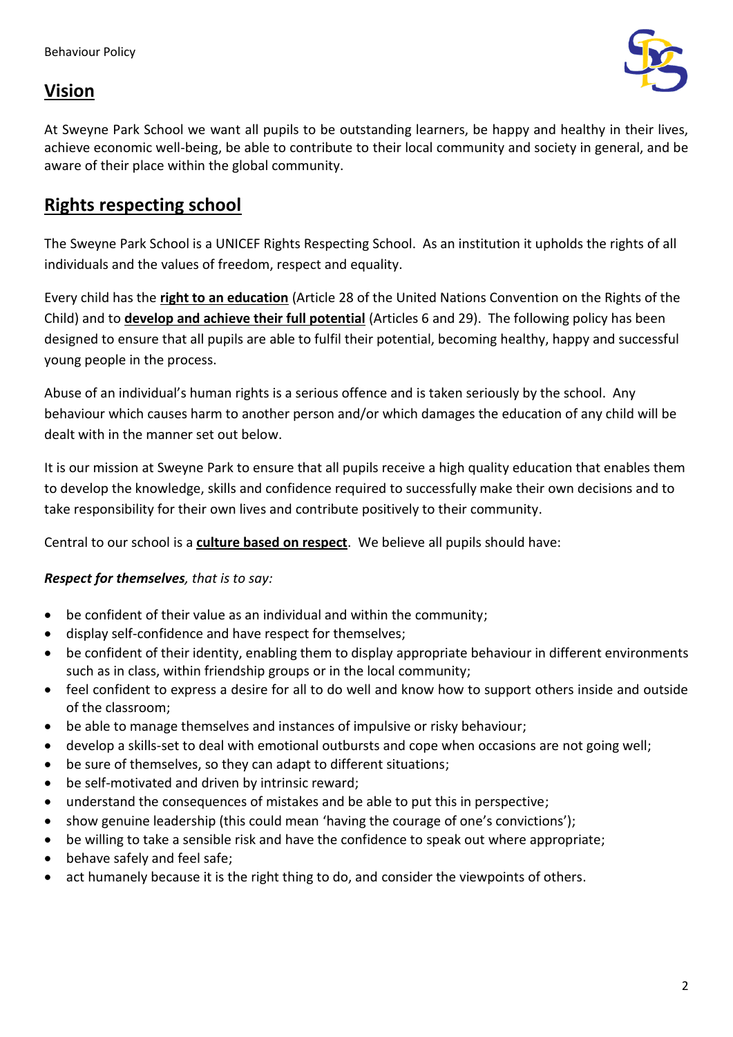## Vision

At Sweyne Park School we want all pupils to be outstanding learners, be happy and healthy in their lives, achieve economic well-being, be able to contribute to their local community and society in general, and be aware of their place within the global community.

## Rights respecting school

The Sweyne Park School is a UNICEF Rights Respecting School. As an institution it upholds the rights of all individuals and the values of freedom, respect and equality.

Every child has the **right to an education** (Article 28 of the United Nations Convention on the Rights of the Child) and to **develop and achieve their full potential** (Articles 6 and 29). The following policy has been designed to ensure that all pupils are able to fulfil their potential, becoming healthy, happy and successful young people in the process.

Abuse of an individual's human rights is a serious offence and is taken seriously by the school. Any behaviour which causes harm to another person and/or which damages the education of any child will be dealt with in the manner set out below.

It is our mission at Sweyne Park to ensure that all pupils receive a high quality education that enables them to develop the knowledge, skills and confidence required to successfully make their own decisions and to take responsibility for their own lives and contribute positively to their community.

Central to our school is a **culture based on respect**. We believe all pupils should have:

***Respect for themselves**, that is to say:*

- be confident of their value as an individual and within the community;
- display self-confidence and have respect for themselves;
- be confident of their identity, enabling them to display appropriate behaviour in different environments such as in class, within friendship groups or in the local community;
- feel confident to express a desire for all to do well and know how to support others inside and outside of the classroom;
- be able to manage themselves and instances of impulsive or risky behaviour;
- develop a skills-set to deal with emotional outbursts and cope when occasions are not going well;
- be sure of themselves, so they can adapt to different situations;
- be self-motivated and driven by intrinsic reward;
- understand the consequences of mistakes and be able to put this in perspective;
- show genuine leadership (this could mean 'having the courage of one's convictions');
- be willing to take a sensible risk and have the confidence to speak out where appropriate;
- behave safely and feel safe;
- act humanely because it is the right thing to do, and consider the viewpoints of others.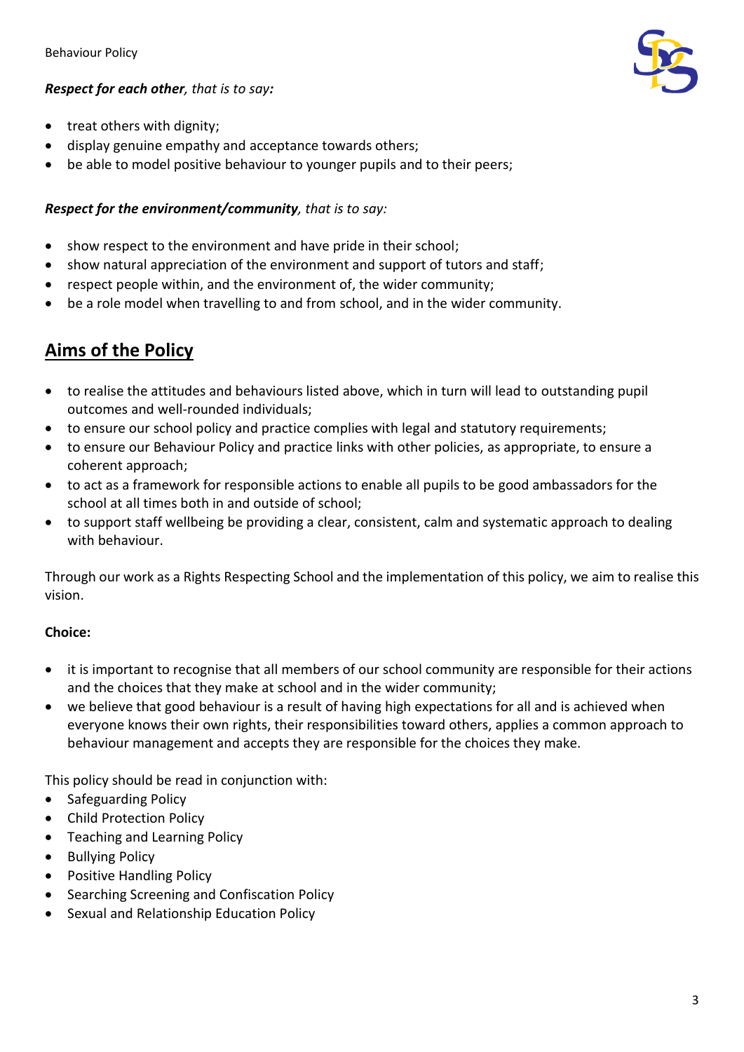***Respect for each other**, that is to say:*

- treat others with dignity;
- display genuine empathy and acceptance towards others;
- be able to model positive behaviour to younger pupils and to their peers;

***Respect for the environment/community**, that is to say:*

- show respect to the environment and have pride in their school;
- show natural appreciation of the environment and support of tutors and staff;
- respect people within, and the environment of, the wider community;
- be a role model when travelling to and from school, and in the wider community.

## Aims of the Policy

- to realise the attitudes and behaviours listed above, which in turn will lead to outstanding pupil outcomes and well-rounded individuals;
- to ensure our school policy and practice complies with legal and statutory requirements;
- to ensure our Behaviour Policy and practice links with other policies, as appropriate, to ensure a coherent approach;
- to act as a framework for responsible actions to enable all pupils to be good ambassadors for the school at all times both in and outside of school;
- to support staff wellbeing be providing a clear, consistent, calm and systematic approach to dealing with behaviour.

Through our work as a Rights Respecting School and the implementation of this policy, we aim to realise this vision.

**Choice:**

- it is important to recognise that all members of our school community are responsible for their actions and the choices that they make at school and in the wider community;
- we believe that good behaviour is a result of having high expectations for all and is achieved when everyone knows their own rights, their responsibilities toward others, applies a common approach to behaviour management and accepts they are responsible for the choices they make.

This policy should be read in conjunction with:

- Safeguarding Policy
- Child Protection Policy
- Teaching and Learning Policy
- Bullying Policy
- Positive Handling Policy
- Searching Screening and Confiscation Policy
- Sexual and Relationship Education Policy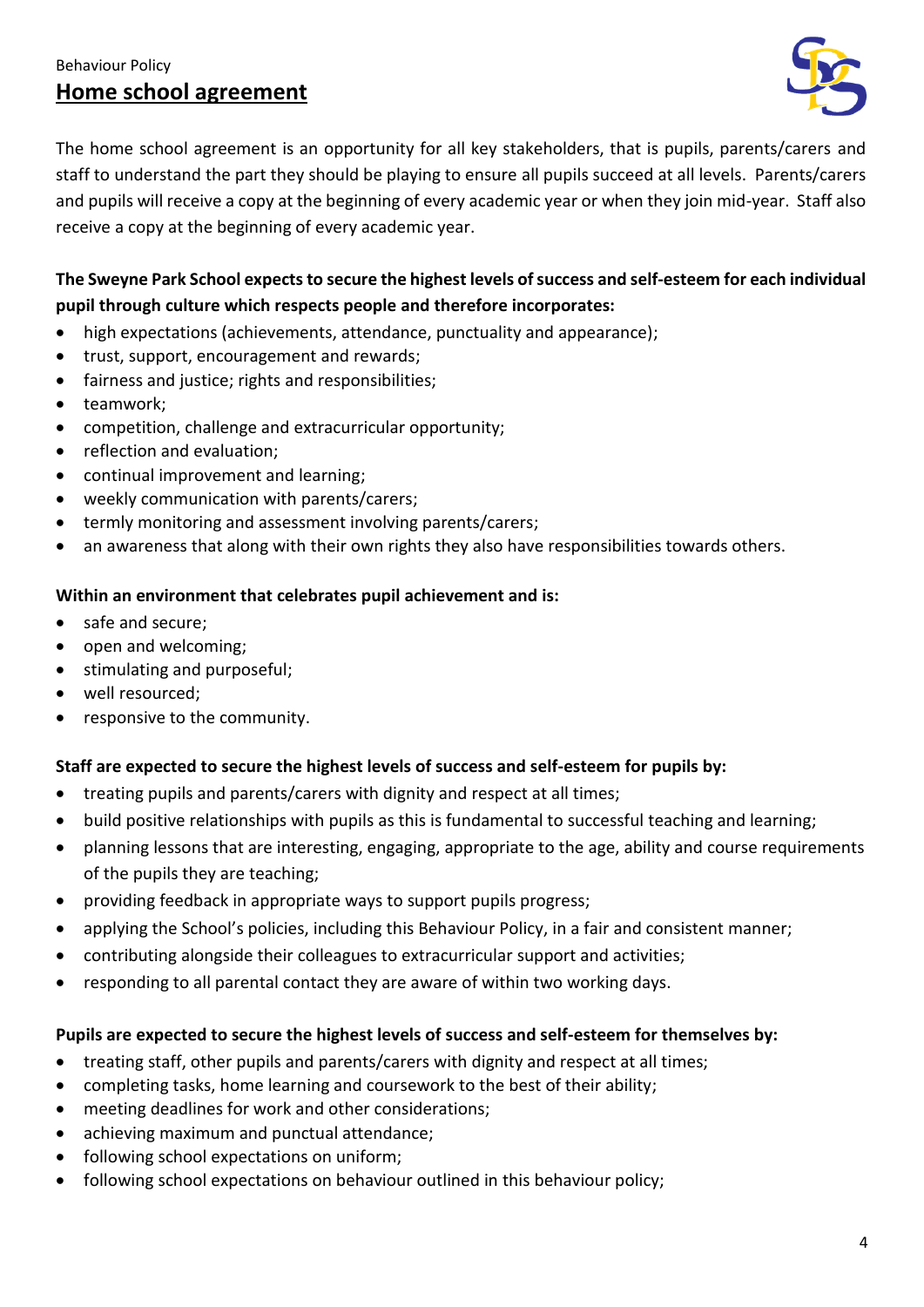Behaviour Policy

# Home school agreement

The home school agreement is an opportunity for all key stakeholders, that is pupils, parents/carers and staff to understand the part they should be playing to ensure all pupils succeed at all levels. Parents/carers and pupils will receive a copy at the beginning of every academic year or when they join mid-year. Staff also receive a copy at the beginning of every academic year.

**The Sweyne Park School expects to secure the highest levels of success and self-esteem for each individual pupil through culture which respects people and therefore incorporates:**

- high expectations (achievements, attendance, punctuality and appearance);
- trust, support, encouragement and rewards;
- fairness and justice; rights and responsibilities;
- teamwork;
- competition, challenge and extracurricular opportunity;
- reflection and evaluation;
- continual improvement and learning;
- weekly communication with parents/carers;
- termly monitoring and assessment involving parents/carers;
- an awareness that along with their own rights they also have responsibilities towards others.

**Within an environment that celebrates pupil achievement and is:**

- safe and secure;
- open and welcoming;
- stimulating and purposeful;
- well resourced;
- responsive to the community.

**Staff are expected to secure the highest levels of success and self-esteem for pupils by:**

- treating pupils and parents/carers with dignity and respect at all times;
- build positive relationships with pupils as this is fundamental to successful teaching and learning;
- planning lessons that are interesting, engaging, appropriate to the age, ability and course requirements of the pupils they are teaching;
- providing feedback in appropriate ways to support pupils progress;
- applying the School's policies, including this Behaviour Policy, in a fair and consistent manner;
- contributing alongside their colleagues to extracurricular support and activities;
- responding to all parental contact they are aware of within two working days.

**Pupils are expected to secure the highest levels of success and self-esteem for themselves by:**

- treating staff, other pupils and parents/carers with dignity and respect at all times;
- completing tasks, home learning and coursework to the best of their ability;
- meeting deadlines for work and other considerations;
- achieving maximum and punctual attendance;
- following school expectations on uniform;
- following school expectations on behaviour outlined in this behaviour policy;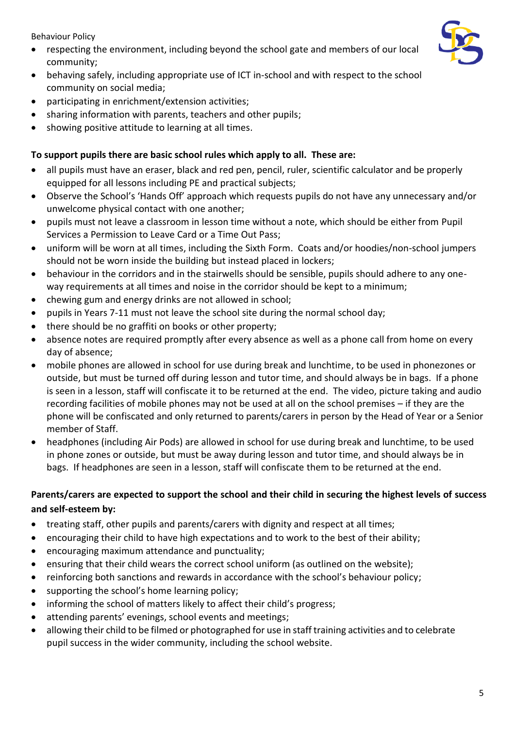- respecting the environment, including beyond the school gate and members of our local community;
- behaving safely, including appropriate use of ICT in-school and with respect to the school community on social media;
- participating in enrichment/extension activities;
- sharing information with parents, teachers and other pupils;
- showing positive attitude to learning at all times.

**To support pupils there are basic school rules which apply to all. These are:**

- all pupils must have an eraser, black and red pen, pencil, ruler, scientific calculator and be properly equipped for all lessons including PE and practical subjects;
- Observe the School's 'Hands Off' approach which requests pupils do not have any unnecessary and/or unwelcome physical contact with one another;
- pupils must not leave a classroom in lesson time without a note, which should be either from Pupil Services a Permission to Leave Card or a Time Out Pass;
- uniform will be worn at all times, including the Sixth Form. Coats and/or hoodies/non-school jumpers should not be worn inside the building but instead placed in lockers;
- behaviour in the corridors and in the stairwells should be sensible, pupils should adhere to any one-way requirements at all times and noise in the corridor should be kept to a minimum;
- chewing gum and energy drinks are not allowed in school;
- pupils in Years 7-11 must not leave the school site during the normal school day;
- there should be no graffiti on books or other property;
- absence notes are required promptly after every absence as well as a phone call from home on every day of absence;
- mobile phones are allowed in school for use during break and lunchtime, to be used in phonezones or outside, but must be turned off during lesson and tutor time, and should always be in bags. If a phone is seen in a lesson, staff will confiscate it to be returned at the end. The video, picture taking and audio recording facilities of mobile phones may not be used at all on the school premises – if they are the phone will be confiscated and only returned to parents/carers in person by the Head of Year or a Senior member of Staff.
- headphones (including Air Pods) are allowed in school for use during break and lunchtime, to be used in phone zones or outside, but must be away during lesson and tutor time, and should always be in bags. If headphones are seen in a lesson, staff will confiscate them to be returned at the end.

**Parents/carers are expected to support the school and their child in securing the highest levels of success and self-esteem by:**

- treating staff, other pupils and parents/carers with dignity and respect at all times;
- encouraging their child to have high expectations and to work to the best of their ability;
- encouraging maximum attendance and punctuality;
- ensuring that their child wears the correct school uniform (as outlined on the website);
- reinforcing both sanctions and rewards in accordance with the school's behaviour policy;
- supporting the school's home learning policy;
- informing the school of matters likely to affect their child's progress;
- attending parents' evenings, school events and meetings;
- allowing their child to be filmed or photographed for use in staff training activities and to celebrate pupil success in the wider community, including the school website.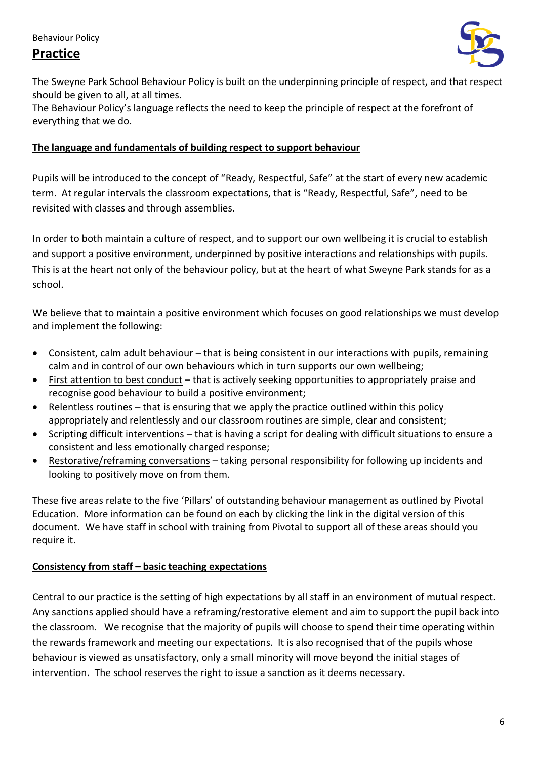## Practice

The Sweyne Park School Behaviour Policy is built on the underpinning principle of respect, and that respect should be given to all, at all times.
The Behaviour Policy's language reflects the need to keep the principle of respect at the forefront of everything that we do.

### The language and fundamentals of building respect to support behaviour

Pupils will be introduced to the concept of "Ready, Respectful, Safe" at the start of every new academic term. At regular intervals the classroom expectations, that is "Ready, Respectful, Safe", need to be revisited with classes and through assemblies.

In order to both maintain a culture of respect, and to support our own wellbeing it is crucial to establish and support a positive environment, underpinned by positive interactions and relationships with pupils. This is at the heart not only of the behaviour policy, but at the heart of what Sweyne Park stands for as a school.

We believe that to maintain a positive environment which focuses on good relationships we must develop and implement the following:

- Consistent, calm adult behaviour – that is being consistent in our interactions with pupils, remaining calm and in control of our own behaviours which in turn supports our own wellbeing;
- First attention to best conduct – that is actively seeking opportunities to appropriately praise and recognise good behaviour to build a positive environment;
- Relentless routines – that is ensuring that we apply the practice outlined within this policy appropriately and relentlessly and our classroom routines are simple, clear and consistent;
- Scripting difficult interventions – that is having a script for dealing with difficult situations to ensure a consistent and less emotionally charged response;
- Restorative/reframing conversations – taking personal responsibility for following up incidents and looking to positively move on from them.

These five areas relate to the five 'Pillars' of outstanding behaviour management as outlined by Pivotal Education. More information can be found on each by clicking the link in the digital version of this document. We have staff in school with training from Pivotal to support all of these areas should you require it.

### Consistency from staff – basic teaching expectations

Central to our practice is the setting of high expectations by all staff in an environment of mutual respect. Any sanctions applied should have a reframing/restorative element and aim to support the pupil back into the classroom. We recognise that the majority of pupils will choose to spend their time operating within the rewards framework and meeting our expectations. It is also recognised that of the pupils whose behaviour is viewed as unsatisfactory, only a small minority will move beyond the initial stages of intervention. The school reserves the right to issue a sanction as it deems necessary.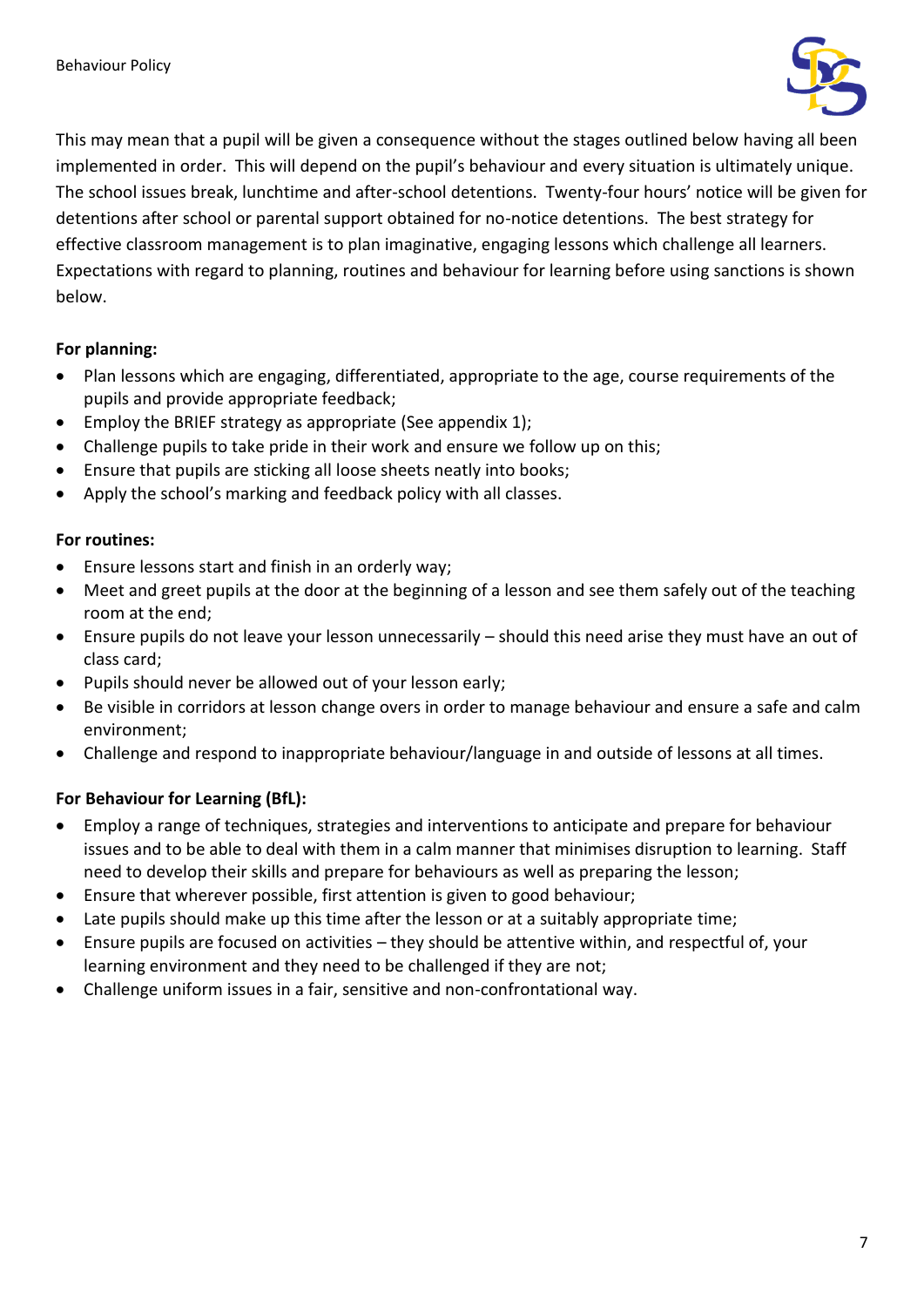This may mean that a pupil will be given a consequence without the stages outlined below having all been implemented in order. This will depend on the pupil's behaviour and every situation is ultimately unique. The school issues break, lunchtime and after-school detentions. Twenty-four hours' notice will be given for detentions after school or parental support obtained for no-notice detentions. The best strategy for effective classroom management is to plan imaginative, engaging lessons which challenge all learners. Expectations with regard to planning, routines and behaviour for learning before using sanctions is shown below.

**For planning:**

- Plan lessons which are engaging, differentiated, appropriate to the age, course requirements of the pupils and provide appropriate feedback;
- Employ the BRIEF strategy as appropriate (See appendix 1);
- Challenge pupils to take pride in their work and ensure we follow up on this;
- Ensure that pupils are sticking all loose sheets neatly into books;
- Apply the school's marking and feedback policy with all classes.

**For routines:**

- Ensure lessons start and finish in an orderly way;
- Meet and greet pupils at the door at the beginning of a lesson and see them safely out of the teaching room at the end;
- Ensure pupils do not leave your lesson unnecessarily – should this need arise they must have an out of class card;
- Pupils should never be allowed out of your lesson early;
- Be visible in corridors at lesson change overs in order to manage behaviour and ensure a safe and calm environment;
- Challenge and respond to inappropriate behaviour/language in and outside of lessons at all times.

**For Behaviour for Learning (BfL):**

- Employ a range of techniques, strategies and interventions to anticipate and prepare for behaviour issues and to be able to deal with them in a calm manner that minimises disruption to learning. Staff need to develop their skills and prepare for behaviours as well as preparing the lesson;
- Ensure that wherever possible, first attention is given to good behaviour;
- Late pupils should make up this time after the lesson or at a suitably appropriate time;
- Ensure pupils are focused on activities – they should be attentive within, and respectful of, your learning environment and they need to be challenged if they are not;
- Challenge uniform issues in a fair, sensitive and non-confrontational way.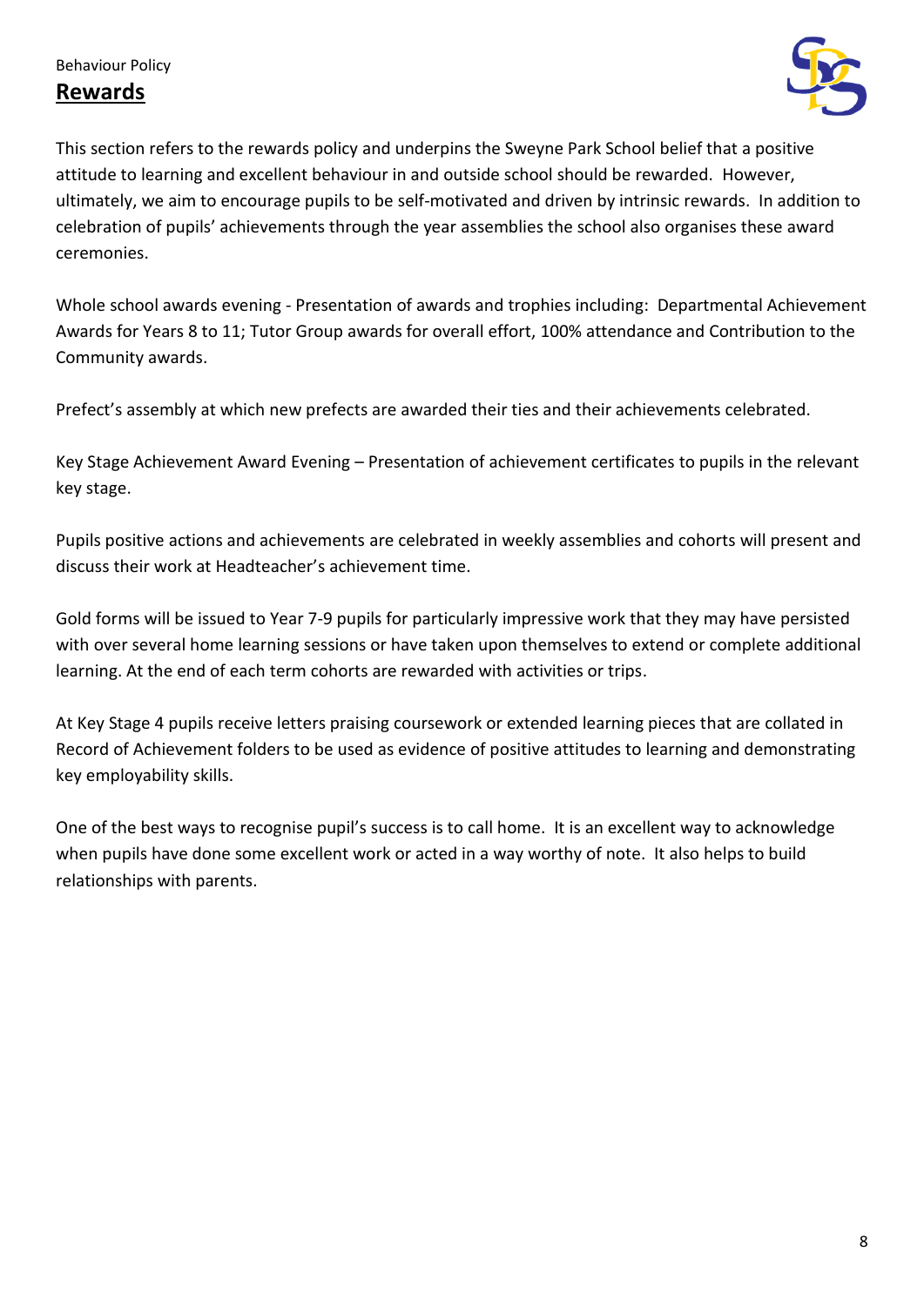## Rewards

This section refers to the rewards policy and underpins the Sweyne Park School belief that a positive attitude to learning and excellent behaviour in and outside school should be rewarded. However, ultimately, we aim to encourage pupils to be self-motivated and driven by intrinsic rewards. In addition to celebration of pupils' achievements through the year assemblies the school also organises these award ceremonies.

Whole school awards evening - Presentation of awards and trophies including: Departmental Achievement Awards for Years 8 to 11; Tutor Group awards for overall effort, 100% attendance and Contribution to the Community awards.

Prefect's assembly at which new prefects are awarded their ties and their achievements celebrated.

Key Stage Achievement Award Evening – Presentation of achievement certificates to pupils in the relevant key stage.

Pupils positive actions and achievements are celebrated in weekly assemblies and cohorts will present and discuss their work at Headteacher's achievement time.

Gold forms will be issued to Year 7-9 pupils for particularly impressive work that they may have persisted with over several home learning sessions or have taken upon themselves to extend or complete additional learning. At the end of each term cohorts are rewarded with activities or trips.

At Key Stage 4 pupils receive letters praising coursework or extended learning pieces that are collated in Record of Achievement folders to be used as evidence of positive attitudes to learning and demonstrating key employability skills.

One of the best ways to recognise pupil's success is to call home. It is an excellent way to acknowledge when pupils have done some excellent work or acted in a way worthy of note. It also helps to build relationships with parents.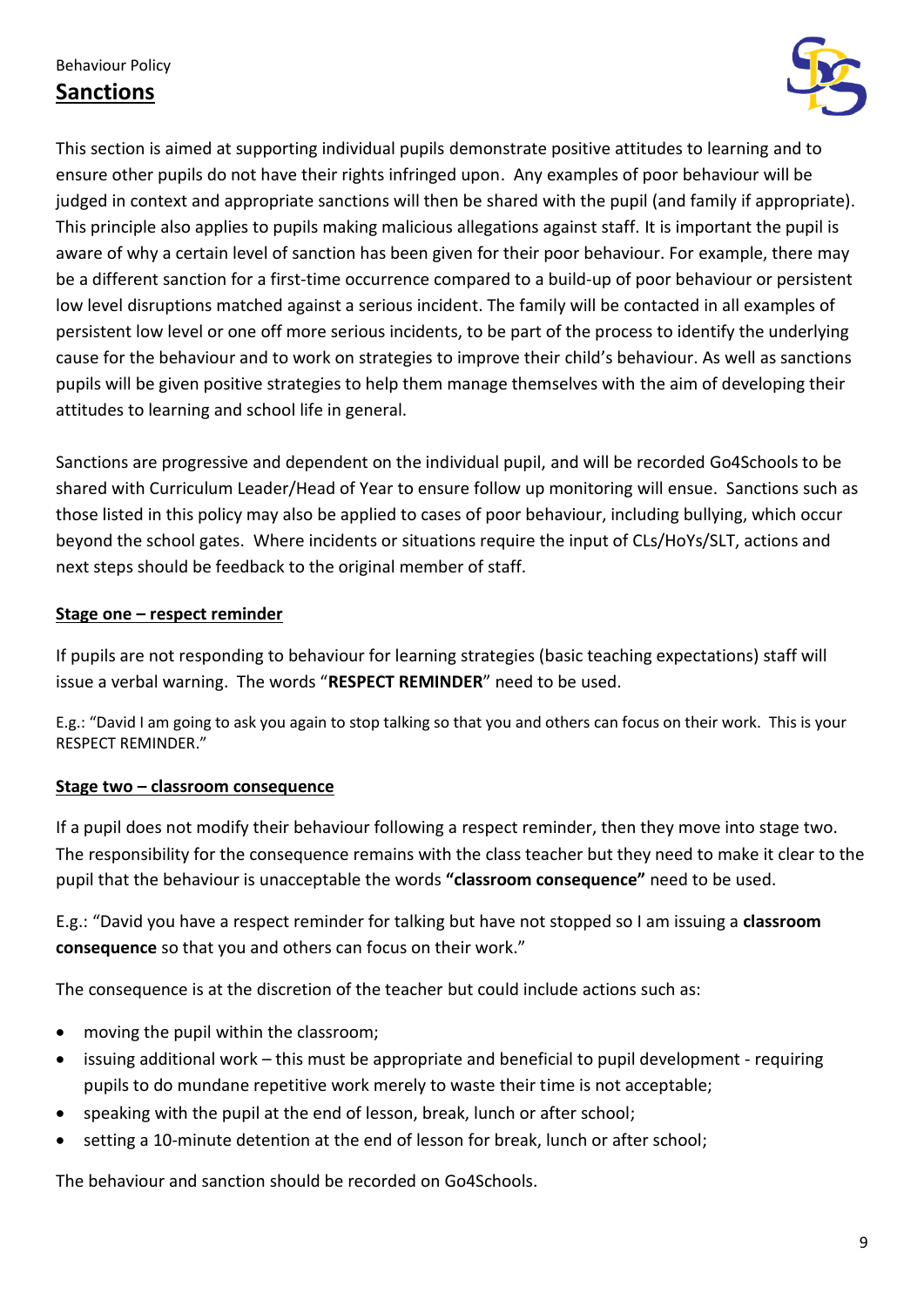## Sanctions

This section is aimed at supporting individual pupils demonstrate positive attitudes to learning and to ensure other pupils do not have their rights infringed upon. Any examples of poor behaviour will be judged in context and appropriate sanctions will then be shared with the pupil (and family if appropriate). This principle also applies to pupils making malicious allegations against staff. It is important the pupil is aware of why a certain level of sanction has been given for their poor behaviour. For example, there may be a different sanction for a first-time occurrence compared to a build-up of poor behaviour or persistent low level disruptions matched against a serious incident. The family will be contacted in all examples of persistent low level or one off more serious incidents, to be part of the process to identify the underlying cause for the behaviour and to work on strategies to improve their child's behaviour. As well as sanctions pupils will be given positive strategies to help them manage themselves with the aim of developing their attitudes to learning and school life in general.

Sanctions are progressive and dependent on the individual pupil, and will be recorded Go4Schools to be shared with Curriculum Leader/Head of Year to ensure follow up monitoring will ensue. Sanctions such as those listed in this policy may also be applied to cases of poor behaviour, including bullying, which occur beyond the school gates. Where incidents or situations require the input of CLs/HoYs/SLT, actions and next steps should be feedback to the original member of staff.

**Stage one – respect reminder**

If pupils are not responding to behaviour for learning strategies (basic teaching expectations) staff will issue a verbal warning. The words "**RESPECT REMINDER**" need to be used.

E.g.: "David I am going to ask you again to stop talking so that you and others can focus on their work. This is your RESPECT REMINDER."

**Stage two – classroom consequence**

If a pupil does not modify their behaviour following a respect reminder, then they move into stage two. The responsibility for the consequence remains with the class teacher but they need to make it clear to the pupil that the behaviour is unacceptable the words **"classroom consequence"** need to be used.

E.g.: "David you have a respect reminder for talking but have not stopped so I am issuing a **classroom consequence** so that you and others can focus on their work."

The consequence is at the discretion of the teacher but could include actions such as:

- moving the pupil within the classroom;
- issuing additional work – this must be appropriate and beneficial to pupil development - requiring pupils to do mundane repetitive work merely to waste their time is not acceptable;
- speaking with the pupil at the end of lesson, break, lunch or after school;
- setting a 10-minute detention at the end of lesson for break, lunch or after school;

The behaviour and sanction should be recorded on Go4Schools.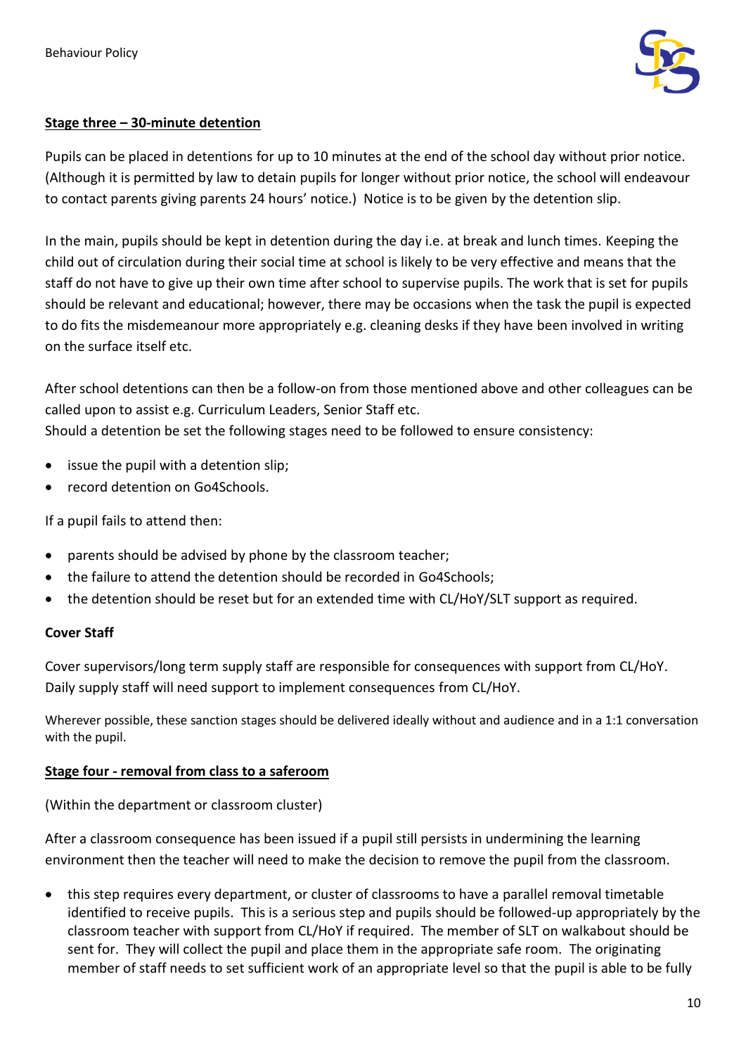**Stage three – 30-minute detention**

Pupils can be placed in detentions for up to 10 minutes at the end of the school day without prior notice. (Although it is permitted by law to detain pupils for longer without prior notice, the school will endeavour to contact parents giving parents 24 hours' notice.) Notice is to be given by the detention slip.

In the main, pupils should be kept in detention during the day i.e. at break and lunch times. Keeping the child out of circulation during their social time at school is likely to be very effective and means that the staff do not have to give up their own time after school to supervise pupils. The work that is set for pupils should be relevant and educational; however, there may be occasions when the task the pupil is expected to do fits the misdemeanour more appropriately e.g. cleaning desks if they have been involved in writing on the surface itself etc.

After school detentions can then be a follow-on from those mentioned above and other colleagues can be called upon to assist e.g. Curriculum Leaders, Senior Staff etc.
Should a detention be set the following stages need to be followed to ensure consistency:

- issue the pupil with a detention slip;
- record detention on Go4Schools.

If a pupil fails to attend then:

- parents should be advised by phone by the classroom teacher;
- the failure to attend the detention should be recorded in Go4Schools;
- the detention should be reset but for an extended time with CL/HoY/SLT support as required.

**Cover Staff**

Cover supervisors/long term supply staff are responsible for consequences with support from CL/HoY. Daily supply staff will need support to implement consequences from CL/HoY.

Wherever possible, these sanction stages should be delivered ideally without and audience and in a 1:1 conversation with the pupil.

**Stage four - removal from class to a saferoom**

(Within the department or classroom cluster)

After a classroom consequence has been issued if a pupil still persists in undermining the learning environment then the teacher will need to make the decision to remove the pupil from the classroom.

- this step requires every department, or cluster of classrooms to have a parallel removal timetable identified to receive pupils. This is a serious step and pupils should be followed-up appropriately by the classroom teacher with support from CL/HoY if required. The member of SLT on walkabout should be sent for. They will collect the pupil and place them in the appropriate safe room. The originating member of staff needs to set sufficient work of an appropriate level so that the pupil is able to be fully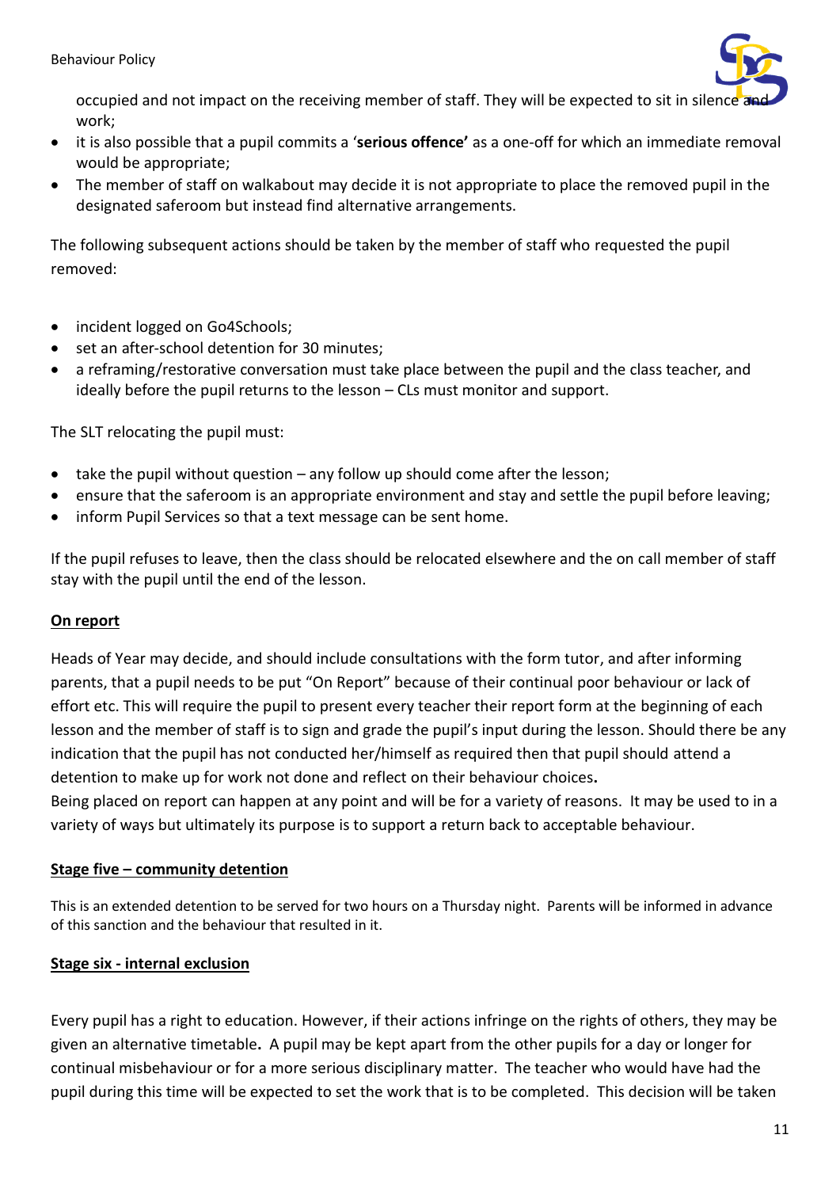occupied and not impact on the receiving member of staff. They will be expected to sit in silence and work;

- it is also possible that a pupil commits a '**serious offence'** as a one-off for which an immediate removal would be appropriate;
- The member of staff on walkabout may decide it is not appropriate to place the removed pupil in the designated saferoom but instead find alternative arrangements.

The following subsequent actions should be taken by the member of staff who requested the pupil removed:

- incident logged on Go4Schools;
- set an after-school detention for 30 minutes;
- a reframing/restorative conversation must take place between the pupil and the class teacher, and ideally before the pupil returns to the lesson – CLs must monitor and support.

The SLT relocating the pupil must:

- take the pupil without question – any follow up should come after the lesson;
- ensure that the saferoom is an appropriate environment and stay and settle the pupil before leaving;
- inform Pupil Services so that a text message can be sent home.

If the pupil refuses to leave, then the class should be relocated elsewhere and the on call member of staff stay with the pupil until the end of the lesson.

## On report

Heads of Year may decide, and should include consultations with the form tutor, and after informing parents, that a pupil needs to be put "On Report" because of their continual poor behaviour or lack of effort etc. This will require the pupil to present every teacher their report form at the beginning of each lesson and the member of staff is to sign and grade the pupil's input during the lesson. Should there be any indication that the pupil has not conducted her/himself as required then that pupil should attend a detention to make up for work not done and reflect on their behaviour choices.
Being placed on report can happen at any point and will be for a variety of reasons. It may be used to in a variety of ways but ultimately its purpose is to support a return back to acceptable behaviour.

## Stage five – community detention

This is an extended detention to be served for two hours on a Thursday night. Parents will be informed in advance of this sanction and the behaviour that resulted in it.

## Stage six - internal exclusion

Every pupil has a right to education. However, if their actions infringe on the rights of others, they may be given an alternative timetable. A pupil may be kept apart from the other pupils for a day or longer for continual misbehaviour or for a more serious disciplinary matter. The teacher who would have had the pupil during this time will be expected to set the work that is to be completed. This decision will be taken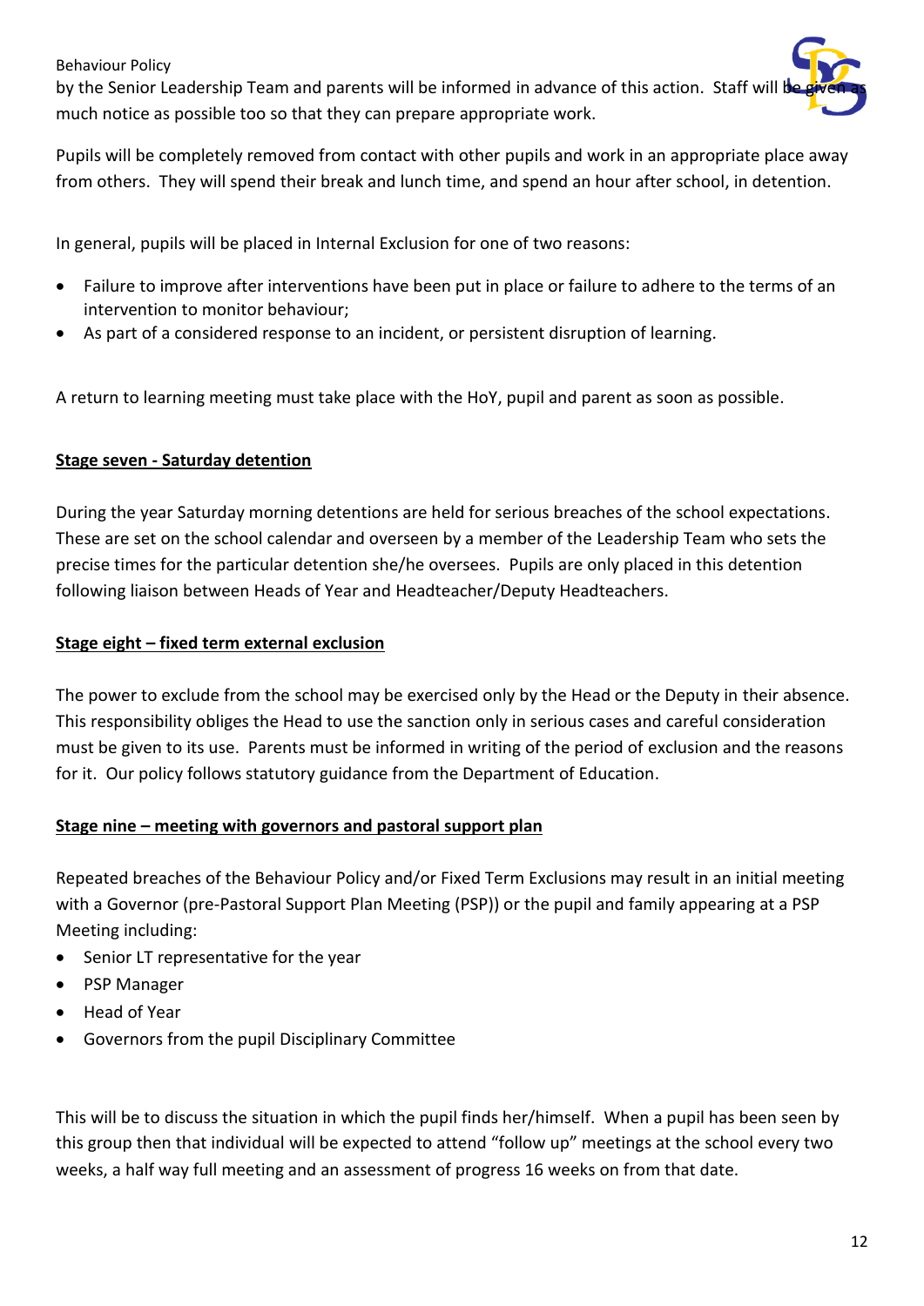by the Senior Leadership Team and parents will be informed in advance of this action. Staff will be given as much notice as possible too so that they can prepare appropriate work.

Pupils will be completely removed from contact with other pupils and work in an appropriate place away from others. They will spend their break and lunch time, and spend an hour after school, in detention.

In general, pupils will be placed in Internal Exclusion for one of two reasons:

- Failure to improve after interventions have been put in place or failure to adhere to the terms of an intervention to monitor behaviour;
- As part of a considered response to an incident, or persistent disruption of learning.

A return to learning meeting must take place with the HoY, pupil and parent as soon as possible.

### Stage seven - Saturday detention

During the year Saturday morning detentions are held for serious breaches of the school expectations. These are set on the school calendar and overseen by a member of the Leadership Team who sets the precise times for the particular detention she/he oversees. Pupils are only placed in this detention following liaison between Heads of Year and Headteacher/Deputy Headteachers.

### Stage eight – fixed term external exclusion

The power to exclude from the school may be exercised only by the Head or the Deputy in their absence. This responsibility obliges the Head to use the sanction only in serious cases and careful consideration must be given to its use. Parents must be informed in writing of the period of exclusion and the reasons for it. Our policy follows statutory guidance from the Department of Education.

### Stage nine – meeting with governors and pastoral support plan

Repeated breaches of the Behaviour Policy and/or Fixed Term Exclusions may result in an initial meeting with a Governor (pre-Pastoral Support Plan Meeting (PSP)) or the pupil and family appearing at a PSP Meeting including:

- Senior LT representative for the year
- PSP Manager
- Head of Year
- Governors from the pupil Disciplinary Committee

This will be to discuss the situation in which the pupil finds her/himself. When a pupil has been seen by this group then that individual will be expected to attend "follow up" meetings at the school every two weeks, a half way full meeting and an assessment of progress 16 weeks on from that date.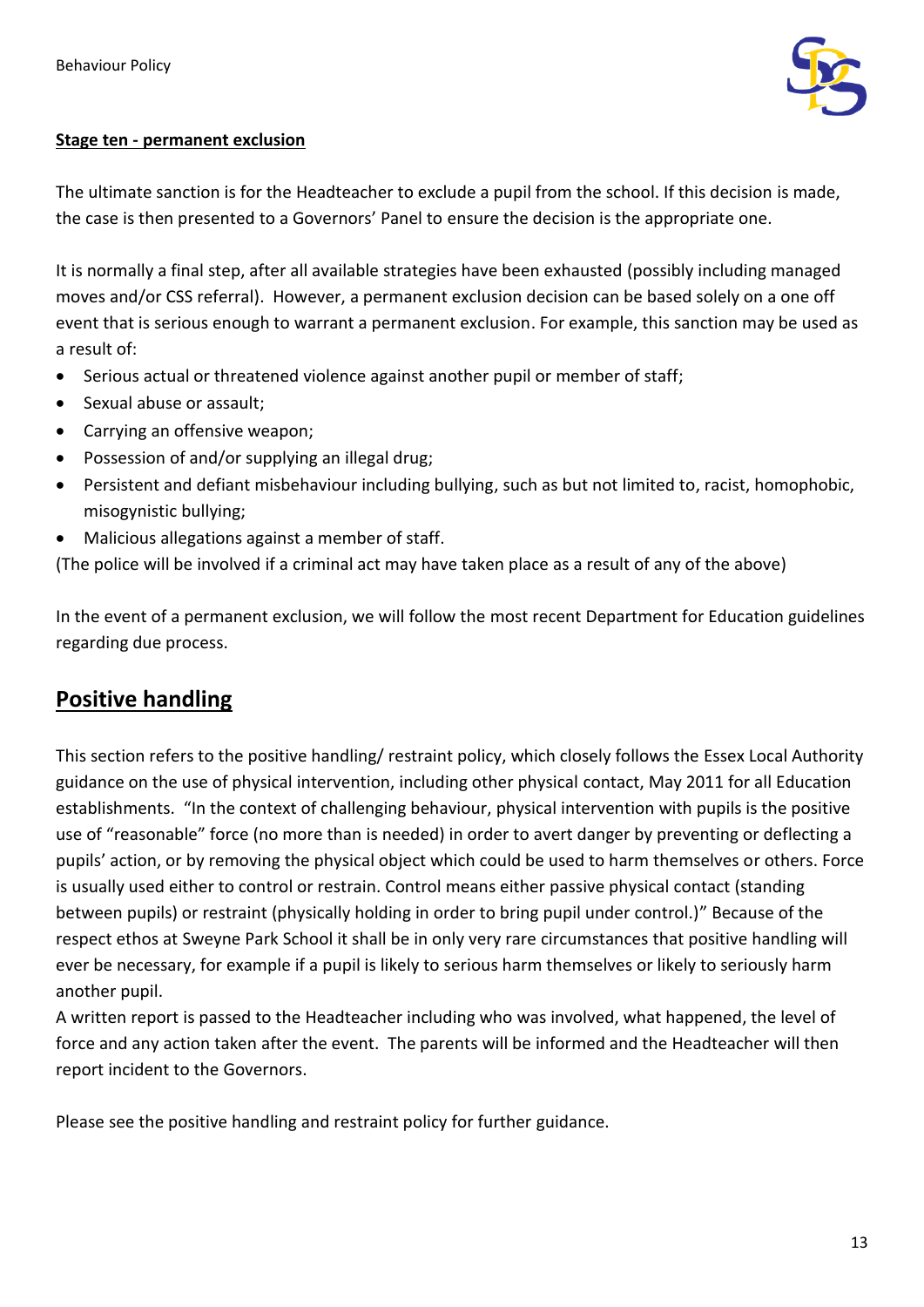**Stage ten - permanent exclusion**

The ultimate sanction is for the Headteacher to exclude a pupil from the school. If this decision is made, the case is then presented to a Governors' Panel to ensure the decision is the appropriate one.

It is normally a final step, after all available strategies have been exhausted (possibly including managed moves and/or CSS referral). However, a permanent exclusion decision can be based solely on a one off event that is serious enough to warrant a permanent exclusion. For example, this sanction may be used as a result of:

- Serious actual or threatened violence against another pupil or member of staff;
- Sexual abuse or assault;
- Carrying an offensive weapon;
- Possession of and/or supplying an illegal drug;
- Persistent and defiant misbehaviour including bullying, such as but not limited to, racist, homophobic, misogynistic bullying;
- Malicious allegations against a member of staff.

(The police will be involved if a criminal act may have taken place as a result of any of the above)

In the event of a permanent exclusion, we will follow the most recent Department for Education guidelines regarding due process.

## Positive handling

This section refers to the positive handling/ restraint policy, which closely follows the Essex Local Authority guidance on the use of physical intervention, including other physical contact, May 2011 for all Education establishments. "In the context of challenging behaviour, physical intervention with pupils is the positive use of "reasonable" force (no more than is needed) in order to avert danger by preventing or deflecting a pupils' action, or by removing the physical object which could be used to harm themselves or others. Force is usually used either to control or restrain. Control means either passive physical contact (standing between pupils) or restraint (physically holding in order to bring pupil under control.)" Because of the respect ethos at Sweyne Park School it shall be in only very rare circumstances that positive handling will ever be necessary, for example if a pupil is likely to serious harm themselves or likely to seriously harm another pupil.

A written report is passed to the Headteacher including who was involved, what happened, the level of force and any action taken after the event. The parents will be informed and the Headteacher will then report incident to the Governors.

Please see the positive handling and restraint policy for further guidance.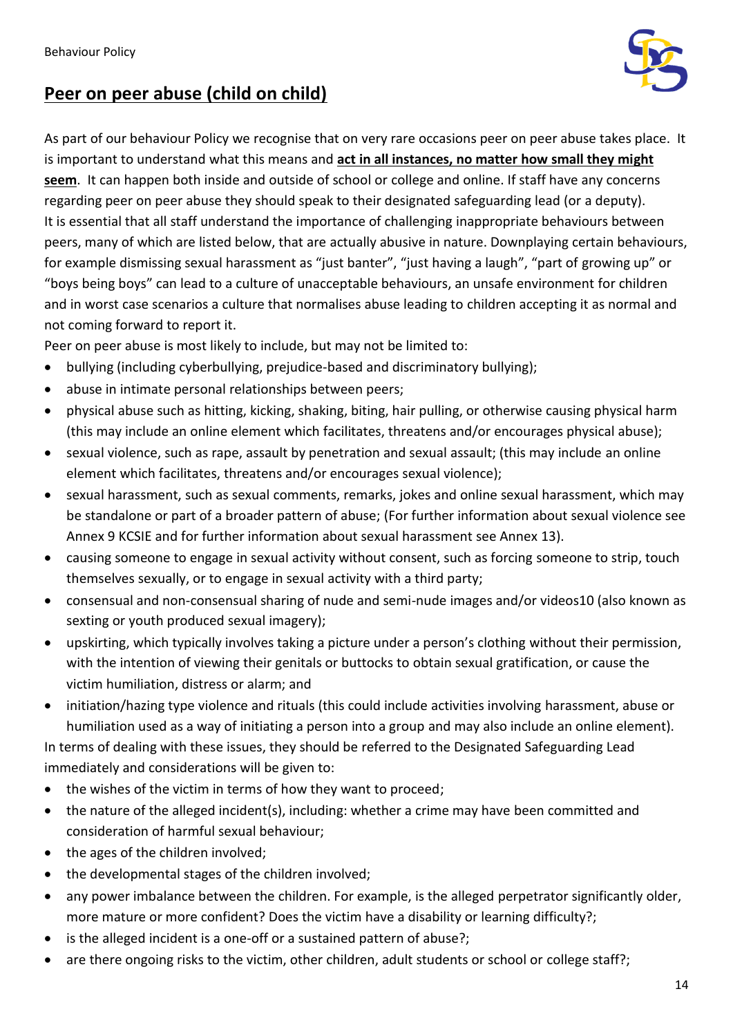## Peer on peer abuse (child on child)

As part of our behaviour Policy we recognise that on very rare occasions peer on peer abuse takes place. It is important to understand what this means and **act in all instances, no matter how small they might seem**. It can happen both inside and outside of school or college and online. If staff have any concerns regarding peer on peer abuse they should speak to their designated safeguarding lead (or a deputy). It is essential that all staff understand the importance of challenging inappropriate behaviours between peers, many of which are listed below, that are actually abusive in nature. Downplaying certain behaviours, for example dismissing sexual harassment as "just banter", "just having a laugh", "part of growing up" or "boys being boys" can lead to a culture of unacceptable behaviours, an unsafe environment for children and in worst case scenarios a culture that normalises abuse leading to children accepting it as normal and not coming forward to report it.

Peer on peer abuse is most likely to include, but may not be limited to:

- bullying (including cyberbullying, prejudice-based and discriminatory bullying);
- abuse in intimate personal relationships between peers;
- physical abuse such as hitting, kicking, shaking, biting, hair pulling, or otherwise causing physical harm (this may include an online element which facilitates, threatens and/or encourages physical abuse);
- sexual violence, such as rape, assault by penetration and sexual assault; (this may include an online element which facilitates, threatens and/or encourages sexual violence);
- sexual harassment, such as sexual comments, remarks, jokes and online sexual harassment, which may be standalone or part of a broader pattern of abuse; (For further information about sexual violence see Annex 9 KCSIE and for further information about sexual harassment see Annex 13).
- causing someone to engage in sexual activity without consent, such as forcing someone to strip, touch themselves sexually, or to engage in sexual activity with a third party;
- consensual and non-consensual sharing of nude and semi-nude images and/or videos10 (also known as sexting or youth produced sexual imagery);
- upskirting, which typically involves taking a picture under a person's clothing without their permission, with the intention of viewing their genitals or buttocks to obtain sexual gratification, or cause the victim humiliation, distress or alarm; and
- initiation/hazing type violence and rituals (this could include activities involving harassment, abuse or humiliation used as a way of initiating a person into a group and may also include an online element).

In terms of dealing with these issues, they should be referred to the Designated Safeguarding Lead immediately and considerations will be given to:

- the wishes of the victim in terms of how they want to proceed;
- the nature of the alleged incident(s), including: whether a crime may have been committed and consideration of harmful sexual behaviour;
- the ages of the children involved;
- the developmental stages of the children involved;
- any power imbalance between the children. For example, is the alleged perpetrator significantly older, more mature or more confident? Does the victim have a disability or learning difficulty?;
- is the alleged incident is a one-off or a sustained pattern of abuse?;
- are there ongoing risks to the victim, other children, adult students or school or college staff?;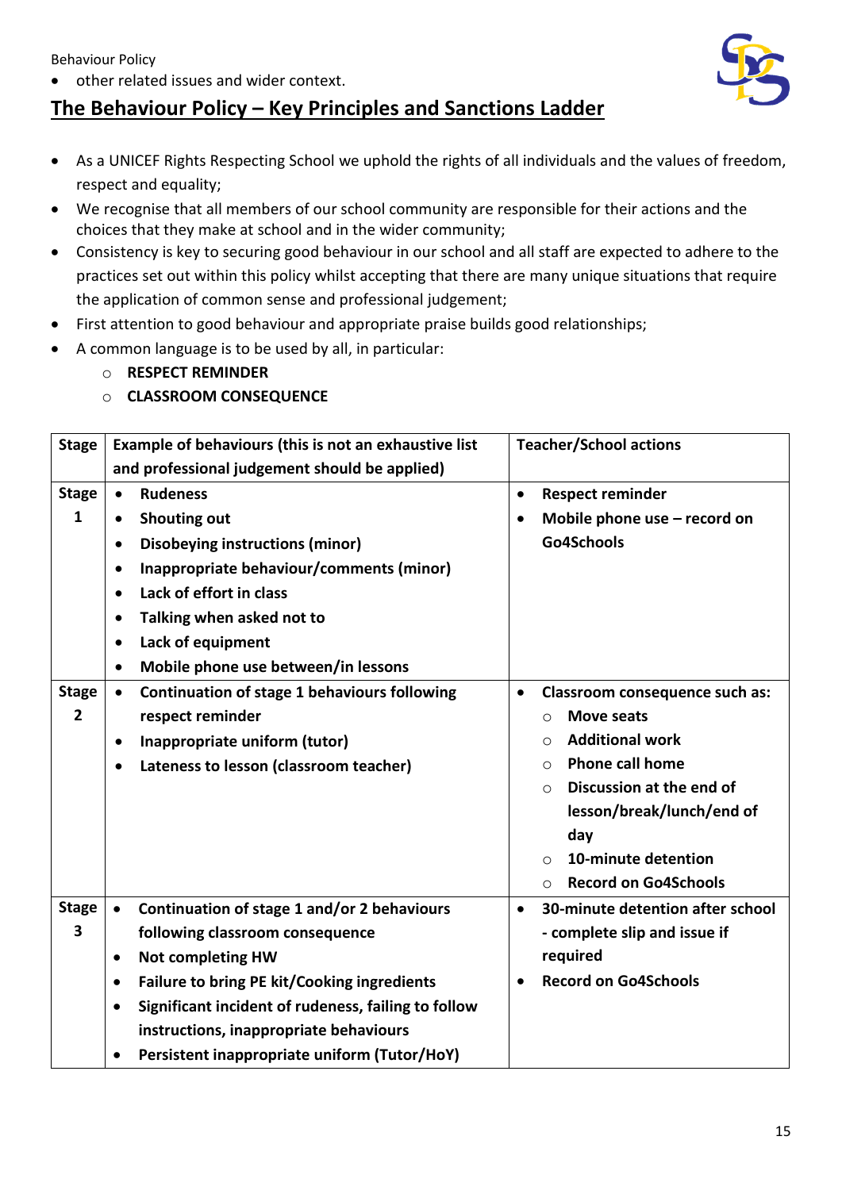- other related issues and wider context.

## The Behaviour Policy – Key Principles and Sanctions Ladder

- As a UNICEF Rights Respecting School we uphold the rights of all individuals and the values of freedom, respect and equality;
- We recognise that all members of our school community are responsible for their actions and the choices that they make at school and in the wider community;
- Consistency is key to securing good behaviour in our school and all staff are expected to adhere to the practices set out within this policy whilst accepting that there are many unique situations that require the application of common sense and professional judgement;
- First attention to good behaviour and appropriate praise builds good relationships;
- A common language is to be used by all, in particular:
  - **RESPECT REMINDER**
  - **CLASSROOM CONSEQUENCE**

| Stage | Example of behaviours (this is not an exhaustive list and professional judgement should be applied) | Teacher/School actions |
|---|---|---|
| Stage 1 | • **Rudeness**<br>• **Shouting out**<br>• **Disobeying instructions (minor)**<br>• **Inappropriate behaviour/comments (minor)**<br>• **Lack of effort in class**<br>• **Talking when asked not to**<br>• **Lack of equipment**<br>• **Mobile phone use between/in lessons** | • **Respect reminder**<br>• **Mobile phone use – record on Go4Schools** |
| Stage 2 | • **Continuation of stage 1 behaviours following respect reminder**<br>• **Inappropriate uniform (tutor)**<br>• **Lateness to lesson (classroom teacher)** | • **Classroom consequence such as:**<br>  ○ **Move seats**<br>  ○ **Additional work**<br>  ○ **Phone call home**<br>  ○ **Discussion at the end of lesson/break/lunch/end of day**<br>  ○ **10-minute detention**<br>  ○ **Record on Go4Schools** |
| Stage 3 | • **Continuation of stage 1 and/or 2 behaviours following classroom consequence**<br>• **Not completing HW**<br>• **Failure to bring PE kit/Cooking ingredients**<br>• **Significant incident of rudeness, failing to follow instructions, inappropriate behaviours**<br>• **Persistent inappropriate uniform (Tutor/HoY)** | • **30-minute detention after school - complete slip and issue if required**<br>• **Record on Go4Schools** |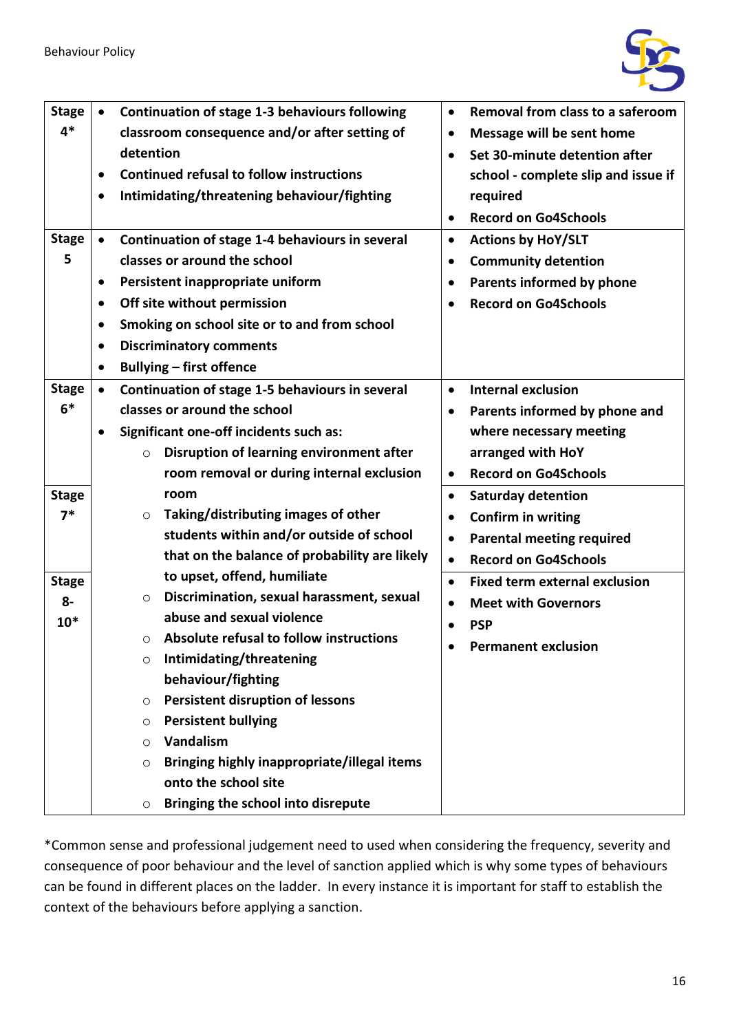| | | |
|---|---|---|
| **Stage 4*** | • **Continuation of stage 1-3 behaviours following classroom consequence and/or after setting of detention**<br>• **Continued refusal to follow instructions**<br>• **Intimidating/threatening behaviour/fighting** | • **Removal from class to a saferoom**<br>• **Message will be sent home**<br>• **Set 30-minute detention after school - complete slip and issue if required**<br>• **Record on Go4Schools** |
| **Stage 5** | • **Continuation of stage 1-4 behaviours in several classes or around the school**<br>• **Persistent inappropriate uniform**<br>• **Off site without permission**<br>• **Smoking on school site or to and from school**<br>• **Discriminatory comments**<br>• **Bullying – first offence** | • **Actions by HoY/SLT**<br>• **Community detention**<br>• **Parents informed by phone**<br>• **Record on Go4Schools** |
| **Stage 6*** | • **Continuation of stage 1-5 behaviours in several classes or around the school**<br>• **Significant one-off incidents such as:**<br>&nbsp;&nbsp;○ **Disruption of learning environment after room removal or during internal exclusion room**<br>&nbsp;&nbsp;○ **Taking/distributing images of other students within and/or outside of school that on the balance of probability are likely to upset, offend, humiliate**<br>&nbsp;&nbsp;○ **Discrimination, sexual harassment, sexual abuse and sexual violence**<br>&nbsp;&nbsp;○ **Absolute refusal to follow instructions**<br>&nbsp;&nbsp;○ **Intimidating/threatening behaviour/fighting**<br>&nbsp;&nbsp;○ **Persistent disruption of lessons**<br>&nbsp;&nbsp;○ **Persistent bullying**<br>&nbsp;&nbsp;○ **Vandalism**<br>&nbsp;&nbsp;○ **Bringing highly inappropriate/illegal items onto the school site**<br>&nbsp;&nbsp;○ **Bringing the school into disrepute** | • **Internal exclusion**<br>• **Parents informed by phone and where necessary meeting arranged with HoY**<br>• **Record on Go4Schools** |
| **Stage 7*** | | • **Saturday detention**<br>• **Confirm in writing**<br>• **Parental meeting required**<br>• **Record on Go4Schools** |
| **Stage 8-10*** | | • **Fixed term external exclusion**<br>• **Meet with Governors**<br>• **PSP**<br>• **Permanent exclusion** |

*Common sense and professional judgement need to used when considering the frequency, severity and consequence of poor behaviour and the level of sanction applied which is why some types of behaviours can be found in different places on the ladder. In every instance it is important for staff to establish the context of the behaviours before applying a sanction.